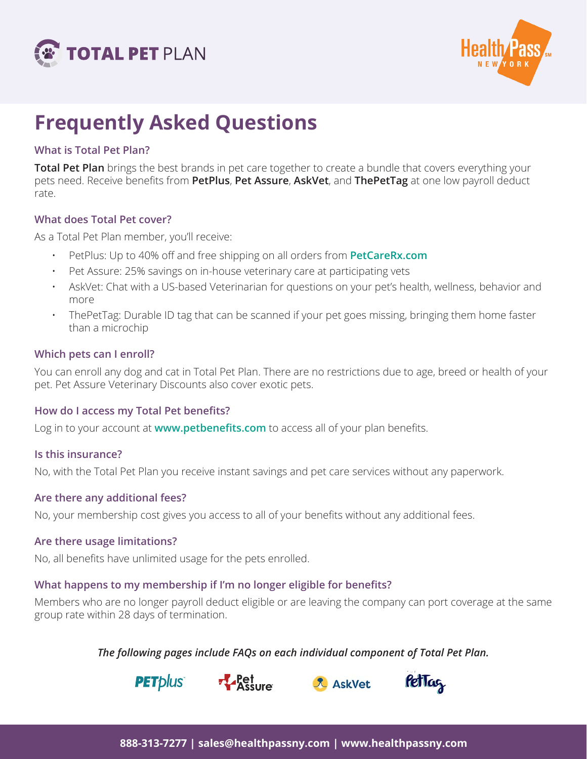# Frequently Asked Questions

### What is Total Pet Plan?

**Total Pet Plan** brings the best brands in pet care together to create a bundle that covers everything your pets need. Receive benefits from **PetPlus**, **Pet Assure**, **AskVet**, and **ThePetTag** at one low payroll deduct rate.

### What does Total Pet cover?

As a Total Pet Plan member, you'll receive:

- PetPlus: Up to 40% off and free shipping on all orders from **PetCareRx.com**
- Pet Assure: 25% savings on in-house veterinary care at participating vets
- AskVet: Chat with a US-based Veterinarian for questions on your pet's health, wellness, behavior and more
- ThePetTag: Durable ID tag that can be scanned if your pet goes missing, bringing them home faster than a microchip

### Which pets can I enroll?

You can enroll any dog and cat in Total Pet Plan. There are no restrictions due to age, breed or health of your pet. Pet Assure Veterinary Discounts also cover exotic pets.

### How do I access my Total Pet benefits?

Log in to your account at **www.petbenefits.com** to access all of your plan benefits.

### Is this insurance?

No, with the Total Pet Plan you receive instant savings and pet care services without any paperwork.

### Are there any additional fees?

No, your membership cost gives you access to all of your benefits without any additional fees.

### Are there usage limitations?

No, all benefits have unlimited usage for the pets enrolled.

### What happens to my membership if I'm no longer eligible for benefits?

Members who are no longer payroll deduct eligible or are leaving the company can port coverage at the same group rate within 28 days of termination.

***The following pages include FAQs on each individual component of Total Pet Plan.***

**888-313-7277 | sales@healthpassny.com | www.healthpassny.com**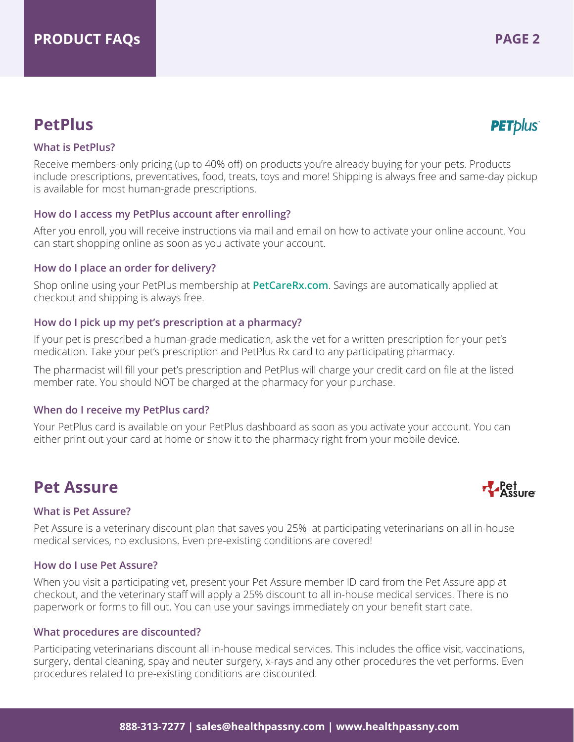## PetPlus

### What is PetPlus?

Receive members-only pricing (up to 40% off) on products you're already buying for your pets. Products include prescriptions, preventatives, food, treats, toys and more! Shipping is always free and same-day pickup is available for most human-grade prescriptions.

### How do I access my PetPlus account after enrolling?

After you enroll, you will receive instructions via mail and email on how to activate your online account. You can start shopping online as soon as you activate your account.

### How do I place an order for delivery?

Shop online using your PetPlus membership at **PetCareRx.com**. Savings are automatically applied at checkout and shipping is always free.

### How do I pick up my pet's prescription at a pharmacy?

If your pet is prescribed a human-grade medication, ask the vet for a written prescription for your pet's medication. Take your pet's prescription and PetPlus Rx card to any participating pharmacy.

The pharmacist will fill your pet's prescription and PetPlus will charge your credit card on file at the listed member rate. You should NOT be charged at the pharmacy for your purchase.

### When do I receive my PetPlus card?

Your PetPlus card is available on your PetPlus dashboard as soon as you activate your account. You can either print out your card at home or show it to the pharmacy right from your mobile device.

## Pet Assure

### What is Pet Assure?

Pet Assure is a veterinary discount plan that saves you 25% at participating veterinarians on all in-house medical services, no exclusions. Even pre-existing conditions are covered!

### How do I use Pet Assure?

When you visit a participating vet, present your Pet Assure member ID card from the Pet Assure app at checkout, and the veterinary staff will apply a 25% discount to all in-house medical services. There is no paperwork or forms to fill out. You can use your savings immediately on your benefit start date.

### What procedures are discounted?

Participating veterinarians discount all in-house medical services. This includes the office visit, vaccinations, surgery, dental cleaning, spay and neuter surgery, x-rays and any other procedures the vet performs. Even procedures related to pre-existing conditions are discounted.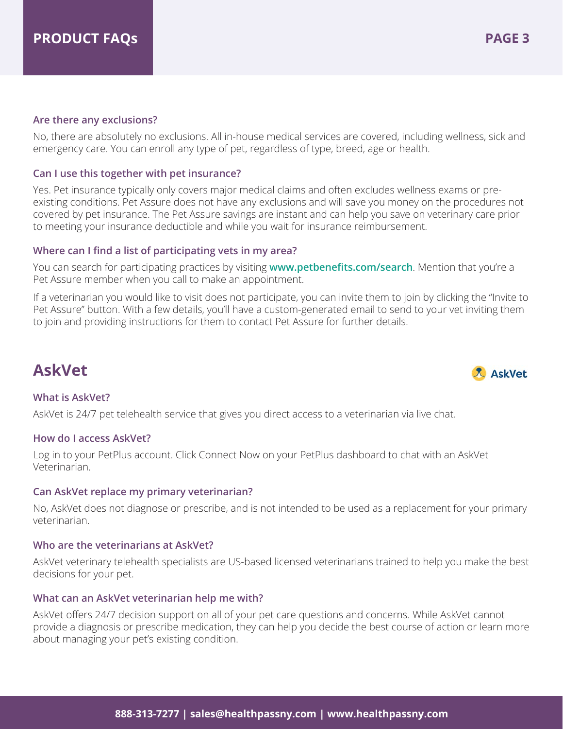### Are there any exclusions?

No, there are absolutely no exclusions. All in-house medical services are covered, including wellness, sick and emergency care. You can enroll any type of pet, regardless of type, breed, age or health.

### Can I use this together with pet insurance?

Yes. Pet insurance typically only covers major medical claims and often excludes wellness exams or pre-existing conditions. Pet Assure does not have any exclusions and will save you money on the procedures not covered by pet insurance. The Pet Assure savings are instant and can help you save on veterinary care prior to meeting your insurance deductible and while you wait for insurance reimbursement.

### Where can I find a list of participating vets in my area?

You can search for participating practices by visiting **www.petbenefits.com/search**. Mention that you're a Pet Assure member when you call to make an appointment.

If a veterinarian you would like to visit does not participate, you can invite them to join by clicking the "Invite to Pet Assure" button. With a few details, you'll have a custom-generated email to send to your vet inviting them to join and providing instructions for them to contact Pet Assure for further details.

## AskVet

### What is AskVet?

AskVet is 24/7 pet telehealth service that gives you direct access to a veterinarian via live chat.

### How do I access AskVet?

Log in to your PetPlus account. Click Connect Now on your PetPlus dashboard to chat with an AskVet Veterinarian.

### Can AskVet replace my primary veterinarian?

No, AskVet does not diagnose or prescribe, and is not intended to be used as a replacement for your primary veterinarian.

### Who are the veterinarians at AskVet?

AskVet veterinary telehealth specialists are US-based licensed veterinarians trained to help you make the best decisions for your pet.

### What can an AskVet veterinarian help me with?

AskVet offers 24/7 decision support on all of your pet care questions and concerns. While AskVet cannot provide a diagnosis or prescribe medication, they can help you decide the best course of action or learn more about managing your pet's existing condition.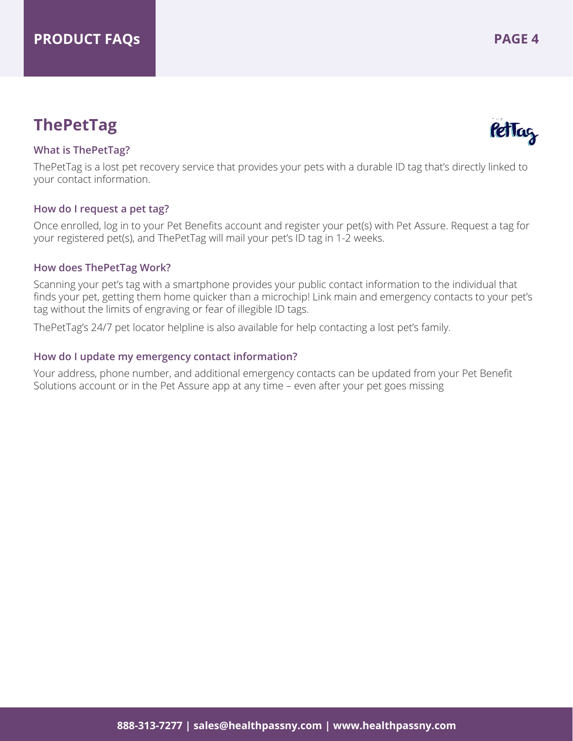## ThePetTag

### What is ThePetTag?

ThePetTag is a lost pet recovery service that provides your pets with a durable ID tag that's directly linked to your contact information.

### How do I request a pet tag?

Once enrolled, log in to your Pet Benefits account and register your pet(s) with Pet Assure. Request a tag for your registered pet(s), and ThePetTag will mail your pet's ID tag in 1-2 weeks.

### How does ThePetTag Work?

Scanning your pet's tag with a smartphone provides your public contact information to the individual that finds your pet, getting them home quicker than a microchip! Link main and emergency contacts to your pet's tag without the limits of engraving or fear of illegible ID tags.

ThePetTag's 24/7 pet locator helpline is also available for help contacting a lost pet's family.

### How do I update my emergency contact information?

Your address, phone number, and additional emergency contacts can be updated from your Pet Benefit Solutions account or in the Pet Assure app at any time – even after your pet goes missing